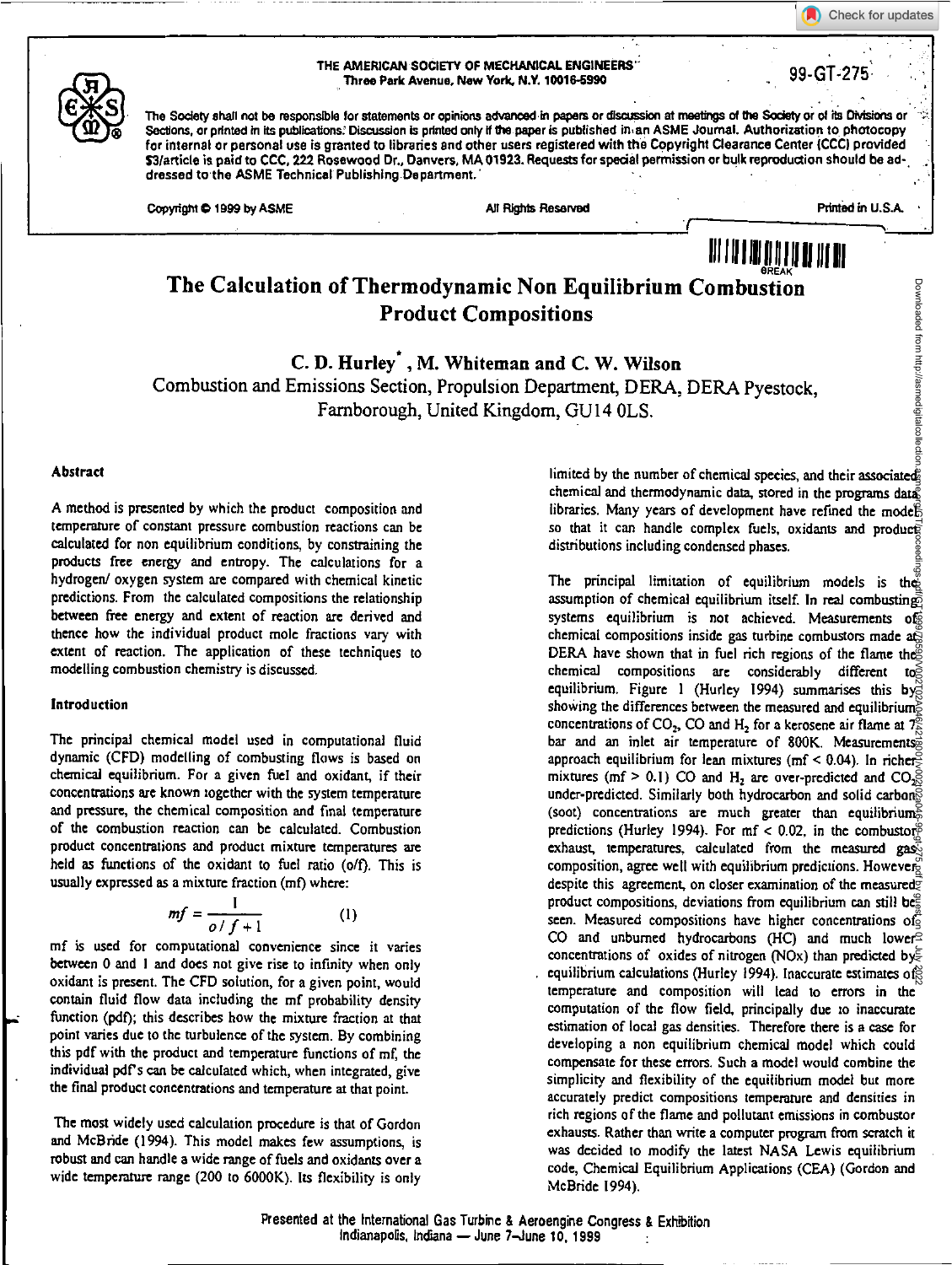THE AMERICAN SOCIETY OF MECHANICAL ENGINEERS
Three Park Avenue, New York, N.Y. 10016-5990

99-GT-275

The Society shall not be responsible for statements or opinions advanced in papers or discussion at meetings of the Society or of its Divisions or Sections, or printed in its publications. Discussion is printed only if the paper is published in an ASME Journal. Authorization to photocopy for internal or personal use is granted to libraries and other users registered with the Copyright Clearance Center (CCC) provided $3/article is paid to CCC, 222 Rosewood Dr., Danvers, MA 01923. Requests for special permission or bulk reproduction should be addressed to the ASME Technical Publishing Department.

Copyright © 1999 by ASME — All Rights Reserved — Printed in U.S.A.

# The Calculation of Thermodynamic Non Equilibrium Combustion Product Compositions

**C. D. Hurley*, M. Whiteman and C. W. Wilson**

Combustion and Emissions Section, Propulsion Department, DERA, DERA Pyestock, Farnborough, United Kingdom, GU14 0LS.

## Abstract

A method is presented by which the product composition and temperature of constant pressure combustion reactions can be calculated for non equilibrium conditions, by constraining the products free energy and entropy. The calculations for a hydrogen/ oxygen system are compared with chemical kinetic predictions. From the calculated compositions the relationship between free energy and extent of reaction are derived and thence how the individual product mole fractions vary with extent of reaction. The application of these techniques to modelling combustion chemistry is discussed.

## Introduction

The principal chemical model used in computational fluid dynamic (CFD) modelling of combusting flows is based on chemical equilibrium. For a given fuel and oxidant, if their concentrations are known together with the system temperature and pressure, the chemical composition and final temperature of the combustion reaction can be calculated. Combustion product concentrations and product mixture temperatures are held as functions of the oxidant to fuel ratio (o/f). This is usually expressed as a mixture fraction (mf) where:

$$mf = \frac{1}{o/f + 1} \qquad (1)$$

mf is used for computational convenience since it varies between 0 and 1 and does not give rise to infinity when only oxidant is present. The CFD solution, for a given point, would contain fluid flow data including the mf probability density function (pdf); this describes how the mixture fraction at that point varies due to the turbulence of the system. By combining this pdf with the product and temperature functions of mf, the individual pdf's can be calculated which, when integrated, give the final product concentrations and temperature at that point.

The most widely used calculation procedure is that of Gordon and McBride (1994). This model makes few assumptions, is robust and can handle a wide range of fuels and oxidants over a wide temperature range (200 to 6000K). Its flexibility is only limited by the number of chemical species, and their associated chemical and thermodynamic data, stored in the programs data libraries. Many years of development have refined the model so that it can handle complex fuels, oxidants and product distributions including condensed phases.

The principal limitation of equilibrium models is the assumption of chemical equilibrium itself. In real combusting systems equilibrium is not achieved. Measurements of chemical compositions inside gas turbine combustors made at DERA have shown that in fuel rich regions of the flame the chemical compositions are considerably different to equilibrium. Figure 1 (Hurley 1994) summarises this by showing the differences between the measured and equilibrium concentrations of $CO_2$, CO and $H_2$ for a kerosene air flame at 7 bar and an inlet air temperature of 800K. Measurements approach equilibrium for lean mixtures (mf < 0.04). In richer mixtures (mf > 0.1) CO and $H_2$ are over-predicted and $CO_2$ under-predicted. Similarly both hydrocarbon and solid carbon (soot) concentrations are much greater than equilibrium predictions (Hurley 1994). For mf < 0.02, in the combustor exhaust, temperatures, calculated from the measured gas composition, agree well with equilibrium predictions. However despite this agreement, on closer examination of the measured product compositions, deviations from equilibrium can still be seen. Measured compositions have higher concentrations of CO and unburned hydrocarbons (HC) and much lower concentrations of oxides of nitrogen (NOx) than predicted by equilibrium calculations (Hurley 1994). Inaccurate estimates of temperature and composition will lead to errors in the computation of the flow field, principally due to inaccurate estimation of local gas densities. Therefore there is a case for developing a non equilibrium chemical model which could compensate for these errors. Such a model would combine the simplicity and flexibility of the equilibrium model but more accurately predict compositions temperature and densities in rich regions of the flame and pollutant emissions in combustor exhausts. Rather than write a computer program from scratch it was decided to modify the latest NASA Lewis equilibrium code, Chemical Equilibrium Applications (CEA) (Gordon and McBride 1994).

Presented at the International Gas Turbine & Aeroengine Congress & Exhibition
Indianapolis, Indiana — June 7–June 10, 1999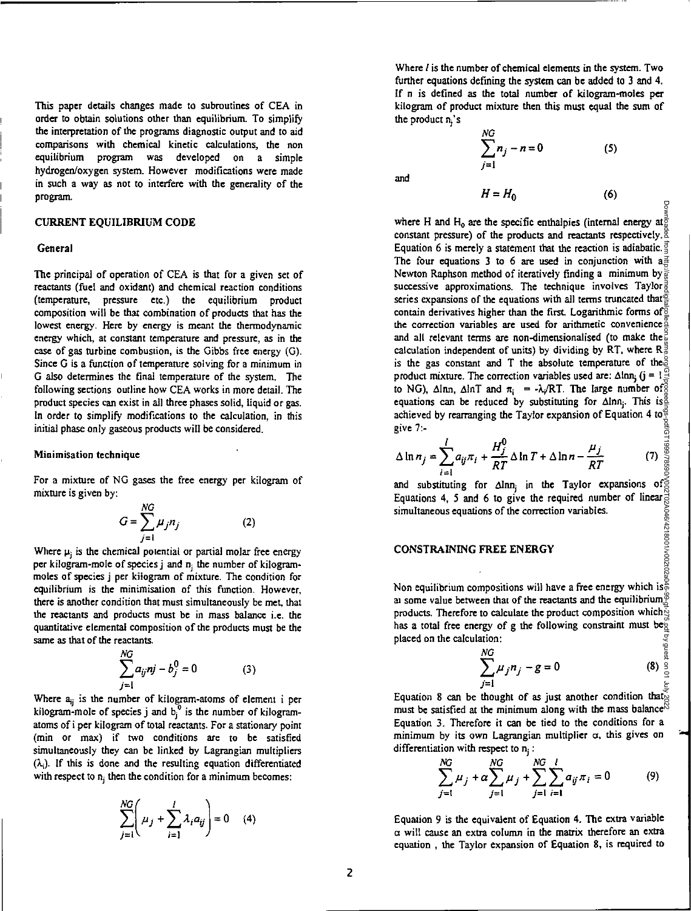This paper details changes made to subroutines of CEA in order to obtain solutions other than equilibrium. To simplify the interpretation of the programs diagnostic output and to aid comparisons with chemical kinetic calculations, the non equilibrium program was developed on a simple hydrogen/oxygen system. However modifications were made in such a way as not to interfere with the generality of the program.

## CURRENT EQUILIBRIUM CODE

### General

The principal of operation of CEA is that for a given set of reactants (fuel and oxidant) and chemical reaction conditions (temperature, pressure etc.) the equilibrium product composition will be that combination of products that has the lowest energy. Here by energy is meant the thermodynamic energy which, at constant temperature and pressure, as in the case of gas turbine combustion, is the Gibbs free energy (G). Since G is a function of temperature solving for a minimum in G also determines the final temperature of the system. The following sections outline how CEA works in more detail. The product species can exist in all three phases solid, liquid or gas. In order to simplify modifications to the calculation, in this initial phase only gaseous products will be considered.

### Minimisation technique

For a mixture of NG gases the free energy per kilogram of mixture is given by:

$$G = \sum_{j=1}^{NG} \mu_j n_j \qquad (2)$$

Where $\mu_j$ is the chemical potential or partial molar free energy per kilogram-mole of species j and $n_j$ the number of kilogram-moles of species j per kilogram of mixture. The condition for equilibrium is the minimisation of this function. However, there is another condition that must simultaneously be met, that the reactants and products must be in mass balance i.e. the quantitative elemental composition of the products must be the same as that of the reactants.

$$\sum_{j=1}^{NG} a_{ij} nj - b_j^0 = 0 \qquad (3)$$

Where $a_{ij}$ is the number of kilogram-atoms of element i per kilogram-mole of species j and $b_j^0$ is the number of kilogram-atoms of i per kilogram of total reactants. For a stationary point (min or max) if two conditions are to be satisfied simultaneously they can be linked by Lagrangian multipliers ($\lambda_i$). If this is done and the resulting equation differentiated with respect to $n_j$ then the condition for a minimum becomes:

$$\sum_{j=1}^{NG} \left( \mu_j + \sum_{i=1}^{l} \lambda_i a_{ij} \right) = 0 \qquad (4)$$

Where $l$ is the number of chemical elements in the system. Two further equations defining the system can be added to 3 and 4. If n is defined as the total number of kilogram-moles per kilogram of product mixture then this must equal the sum of the product $n_j$'s

$$\sum_{j=1}^{NG} n_j - n = 0 \qquad (5)$$

and

$$H = H_0 \qquad (6)$$

where H and $H_0$ are the specific enthalpies (internal energy at constant pressure) of the products and reactants respectively. Equation 6 is merely a statement that the reaction is adiabatic. The four equations 3 to 6 are used in conjunction with a Newton Raphson method of iteratively finding a minimum by successive approximations. The technique involves Taylor series expansions of the equations with all terms truncated that contain derivatives higher than the first. Logarithmic forms of the correction variables are used for arithmetic convenience and all relevant terms are non-dimensionalised (to make the calculation independent of units) by dividing by RT, where R is the gas constant and T the absolute temperature of the product mixture. The correction variables used are: $\Delta \ln n_j$ (j = 1 to NG), $\Delta \ln n$, $\Delta \ln T$ and $\pi_i = -\lambda_i/RT$. The large number of equations can be reduced by substituting for $\Delta \ln n_j$. This is achieved by rearranging the Taylor expansion of Equation 4 to give 7:-

$$\Delta \ln n_j = \sum_{i=1}^{l} a_{ij} \pi_i + \frac{H_j^0}{RT} \Delta \ln T + \Delta \ln n - \frac{\mu_j}{RT} \qquad (7)$$

and substituting for $\Delta \ln n_j$ in the Taylor expansions of Equations 4, 5 and 6 to give the required number of linear simultaneous equations of the correction variables.

## CONSTRAINING FREE ENERGY

Non equilibrium compositions will have a free energy which is at some value between that of the reactants and the equilibrium products. Therefore to calculate the product composition which has a total free energy of g the following constraint must be placed on the calculation:

$$\sum_{j=1}^{NG} \mu_j n_j - g = 0 \qquad (8)$$

Equation 8 can be thought of as just another condition that must be satisfied at the minimum along with the mass balance Equation 3. Therefore it can be tied to the conditions for a minimum by its own Lagrangian multiplier $\alpha$, this gives on differentiation with respect to $n_j$ :

$$\sum_{j=1}^{NG} \mu_j + \alpha \sum_{j=1}^{NG} \mu_j + \sum_{j=1}^{NG} \sum_{i=1}^{l} a_{ij} \pi_i = 0 \qquad (9)$$

Equation 9 is the equivalent of Equation 4. The extra variable $\alpha$ will cause an extra column in the matrix therefore an extra equation , the Taylor expansion of Equation 8, is required to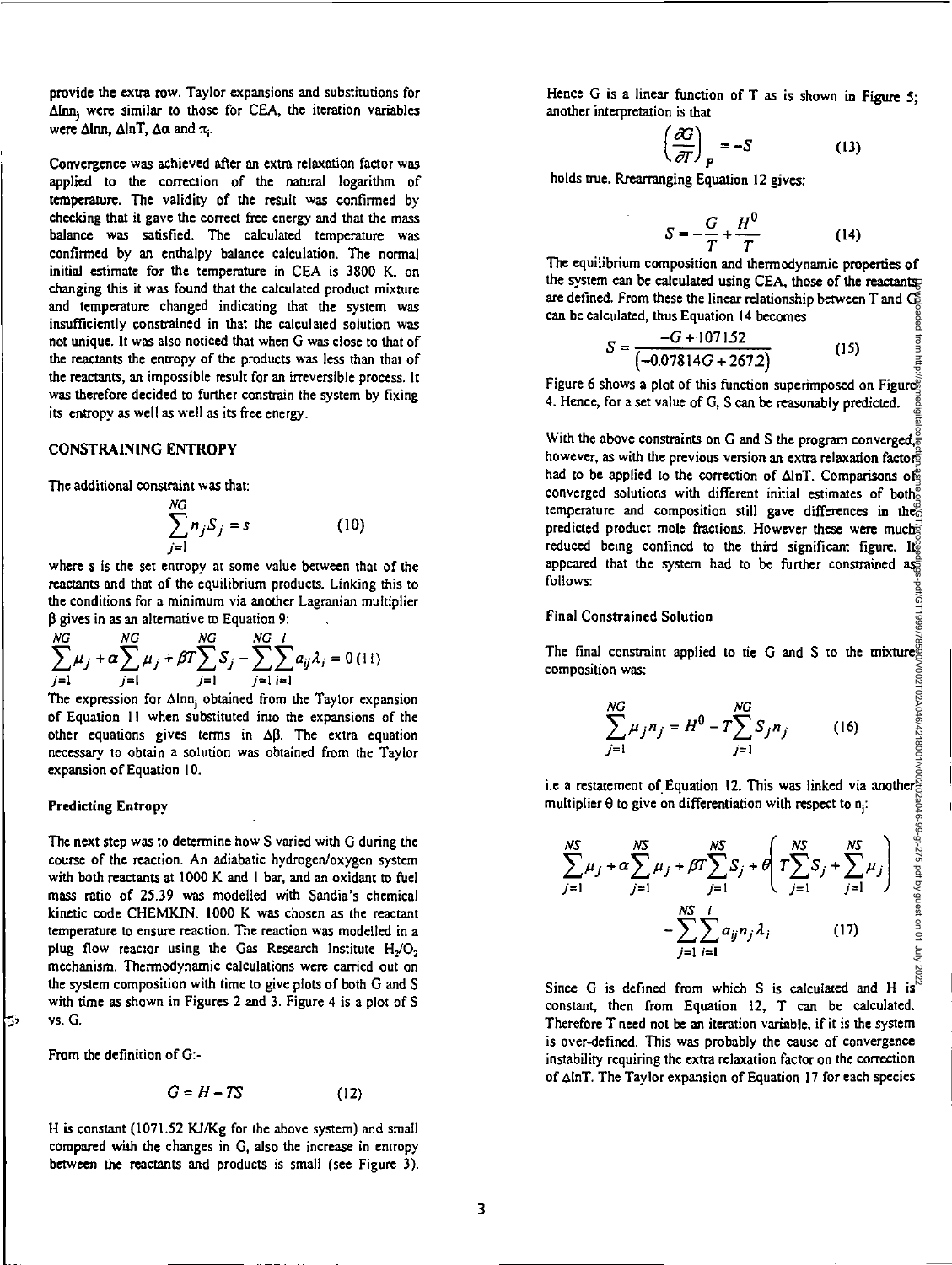provide the extra row. Taylor expansions and substitutions for $\Delta \ln n_j$ were similar to those for CEA, the iteration variables were $\Delta \ln n$, $\Delta \ln T$, $\Delta\alpha$ and $\pi_i$.

Convergence was achieved after an extra relaxation factor was applied to the correction of the natural logarithm of temperature. The validity of the result was confirmed by checking that it gave the correct free energy and that the mass balance was satisfied. The calculated temperature was confirmed by an enthalpy balance calculation. The normal initial estimate for the temperature in CEA is 3800 K, on changing this it was found that the calculated product mixture and temperature changed indicating that the system was insufficiently constrained in that the calculated solution was not unique. It was also noticed that when G was close to that of the reactants the entropy of the products was less than that of the reactants, an impossible result for an irreversible process. It was therefore decided to further constrain the system by fixing its entropy as well as well as its free energy.

## CONSTRAINING ENTROPY

The additional constraint was that:

$$\sum_{j=1}^{NG} n_j S_j = s \qquad (10)$$

where s is the set entropy at some value between that of the reactants and that of the equilibrium products. Linking this to the conditions for a minimum via another Lagranian multiplier $\beta$ gives in as an alternative to Equation 9:

$$\sum_{j=1}^{NG} \mu_j + \alpha \sum_{j=1}^{NG} \mu_j + \beta T \sum_{j=1}^{NG} S_j - \sum_{j=1}^{NG} \sum_{i=1}^{l} a_{ij}\lambda_i = 0 \qquad (11)$$

The expression for $\Delta \ln n_j$ obtained from the Taylor expansion of Equation 11 when substituted into the expansions of the other equations gives terms in $\Delta\beta$. The extra equation necessary to obtain a solution was obtained from the Taylor expansion of Equation 10.

### Predicting Entropy

The next step was to determine how S varied with G during the course of the reaction. An adiabatic hydrogen/oxygen system with both reactants at 1000 K and 1 bar, and an oxidant to fuel mass ratio of 25.39 was modelled with Sandia's chemical kinetic code CHEMKIN. 1000 K was chosen as the reactant temperature to ensure reaction. The reaction was modelled in a plug flow reactor using the Gas Research Institute $H_2/O_2$ mechanism. Thermodynamic calculations were carried out on the system composition with time to give plots of both G and S with time as shown in Figures 2 and 3. Figure 4 is a plot of S vs. G.

From the definition of G:-

$$G = H - TS \qquad (12)$$

H is constant (1071.52 KJ/Kg for the above system) and small compared with the changes in G, also the increase in entropy between the reactants and products is small (see Figure 3). Hence G is a linear function of T as is shown in Figure 5; another interpretation is that

$$\left(\frac{\partial G}{\partial T}\right)_p = -S \qquad (13)$$

holds true. Rrearranging Equation 12 gives:

$$S = -\frac{G}{T} + \frac{H^0}{T} \qquad (14)$$

The equilibrium composition and thermodynamic properties of the system can be calculated using CEA, those of the reactants are defined. From these the linear relationship between T and G can be calculated, thus Equation 14 becomes

$$S = \frac{-G + 107152}{(-0.07814G + 267.2)} \qquad (15)$$

Figure 6 shows a plot of this function superimposed on Figure 4. Hence, for a set value of G, S can be reasonably predicted.

With the above constraints on G and S the program converged, however, as with the previous version an extra relaxation factor had to be applied to the correction of $\Delta \ln T$. Comparisons of converged solutions with different initial estimates of both temperature and composition still gave differences in the predicted product mole fractions. However these were much reduced being confined to the third significant figure. It appeared that the system had to be further constrained as follows:

### Final Constrained Solution

The final constraint applied to tie G and S to the mixture composition was:

$$\sum_{j=1}^{NG} \mu_j n_j = H^0 - T \sum_{j=1}^{NG} S_j n_j \qquad (16)$$

i.e a restatement of Equation 12. This was linked via another multiplier $\theta$ to give on differentiation with respect to $n_j$:

$$\sum_{j=1}^{NS} \mu_j + \alpha \sum_{j=1}^{NS} \mu_j + \beta T \sum_{j=1}^{NS} S_j + \theta \left( T \sum_{j=1}^{NS} S_j + \sum_{j=1}^{NS} \mu_j \right) - \sum_{j=1}^{NS} \sum_{i=1}^{l} a_{ij} n_j \lambda_i \qquad (17)$$

Since G is defined from which S is calculated and H is constant, then from Equation 12, T can be calculated. Therefore T need not be an iteration variable, if it is the system is over-defined. This was probably the cause of convergence instability requiring the extra relaxation factor on the correction of $\Delta \ln T$. The Taylor expansion of Equation 17 for each species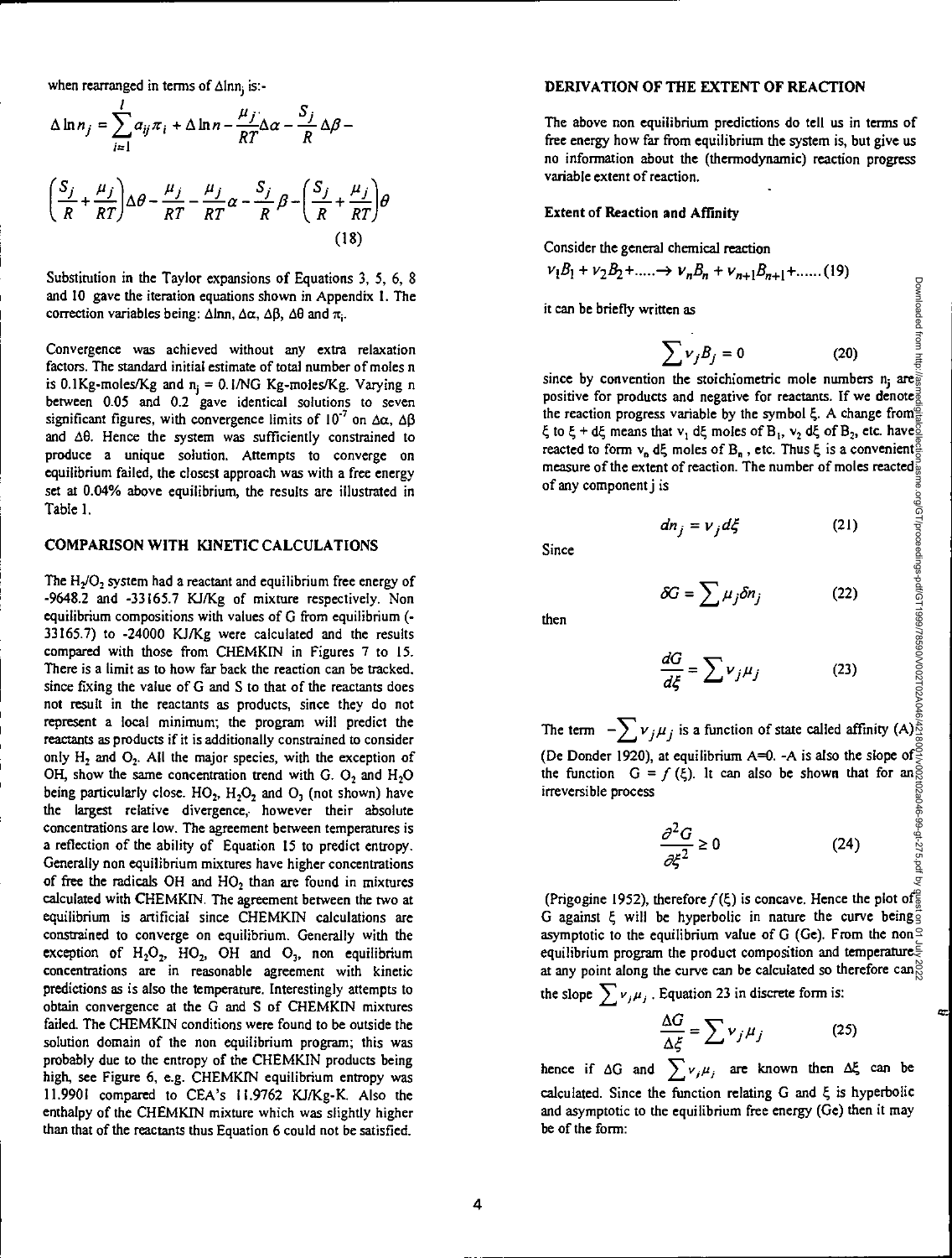when rearranged in terms of $\Delta \ln n_j$ is:-

$$\Delta \ln n_j = \sum_{i=1}^{l} a_{ij}\pi_i + \Delta \ln n - \frac{\mu_j}{RT}\Delta\alpha - \frac{S_j}{R}\Delta\beta -$$

$$\left(\frac{S_j}{R} + \frac{\mu_j}{RT}\right)\Delta\theta - \frac{\mu_j}{RT} - \frac{\mu_j}{RT}\alpha - \frac{S_j}{R}\beta - \left(\frac{S_j}{R} + \frac{\mu_j}{RT}\right)\theta \tag{18}$$

Substitution in the Taylor expansions of Equations 3, 5, 6, 8 and 10 gave the iteration equations shown in Appendix 1. The correction variables being: $\Delta \ln n$, $\Delta\alpha$, $\Delta\beta$, $\Delta\theta$ and $\pi_i$.

Convergence was achieved without any extra relaxation factors. The standard initial estimate of total number of moles n is 0.1Kg-moles/Kg and $n_j$ = 0.1/NG Kg-moles/Kg. Varying n between 0.05 and 0.2 gave identical solutions to seven significant figures, with convergence limits of $10^{-7}$ on $\Delta\alpha$, $\Delta\beta$ and $\Delta\theta$. Hence the system was sufficiently constrained to produce a unique solution. Attempts to converge on equilibrium failed, the closest approach was with a free energy set at 0.04% above equilibrium, the results are illustrated in Table 1.

## COMPARISON WITH KINETIC CALCULATIONS

The $H_2/O_2$ system had a reactant and equilibrium free energy of -9648.2 and -33165.7 KJ/Kg of mixture respectively. Non equilibrium compositions with values of G from equilibrium (-33165.7) to -24000 KJ/Kg were calculated and the results compared with those from CHEMKIN in Figures 7 to 15. There is a limit as to how far back the reaction can be tracked, since fixing the value of G and S to that of the reactants does not result in the reactants as products, since they do not represent a local minimum; the program will predict the reactants as products if it is additionally constrained to consider only $H_2$ and $O_2$. All the major species, with the exception of OH, show the same concentration trend with G. $O_2$ and $H_2O$ being particularly close. $HO_2$, $H_2O_2$ and $O_3$ (not shown) have the largest relative divergence, however their absolute concentrations are low. The agreement between temperatures is a reflection of the ability of Equation 15 to predict entropy. Generally non equilibrium mixtures have higher concentrations of free the radicals OH and $HO_2$ than are found in mixtures calculated with CHEMKIN. The agreement between the two at equilibrium is artificial since CHEMKIN calculations are constrained to converge on equilibrium. Generally with the exception of $H_2O_2$, $HO_2$, OH and $O_3$, non equilibrium concentrations are in reasonable agreement with kinetic predictions as is also the temperature. Interestingly attempts to obtain convergence at the G and S of CHEMKIN mixtures failed. The CHEMKIN conditions were found to be outside the solution domain of the non equilibrium program; this was probably due to the entropy of the CHEMKIN products being high, see Figure 6, e.g. CHEMKIN equilibrium entropy was 11.9901 compared to CEA's 11.9762 KJ/Kg-K. Also the enthalpy of the CHEMKIN mixture which was slightly higher than that of the reactants thus Equation 6 could not be satisfied.

## DERIVATION OF THE EXTENT OF REACTION

The above non equilibrium predictions do tell us in terms of free energy how far from equilibrium the system is, but give us no information about the (thermodynamic) reaction progress variable extent of reaction.

### Extent of Reaction and Affinity

Consider the general chemical reaction

$$\nu_1 B_1 + \nu_2 B_2 + \ldots\ldots \rightarrow \nu_n B_n + \nu_{n+1} B_{n+1} + \ldots\ldots \tag{19}$$

it can be briefly written as

$$\sum \nu_j B_j = 0 \tag{20}$$

since by convention the stoichiometric mole numbers $n_j$ are positive for products and negative for reactants. If we denote the reaction progress variable by the symbol $\xi$. A change from $\xi$ to $\xi + d\xi$ means that $\nu_1\,d\xi$ moles of $B_1$, $\nu_2\,d\xi$ of $B_2$, etc. have reacted to form $\nu_n\,d\xi$ moles of $B_n$, etc. Thus $\xi$ is a convenient measure of the extent of reaction. The number of moles reacted of any component j is

$$dn_j = \nu_j d\xi \tag{21}$$

Since

$$\delta G = \sum \mu_j \delta n_j \tag{22}$$

then

$$\frac{dG}{d\xi} = \sum \nu_j \mu_j \tag{23}$$

The term $-\sum \nu_j \mu_j$ is a function of state called affinity (A) (De Donder 1920), at equilibrium A=0. -A is also the slope of the function $G = f(\xi)$. It can also be shown that for an irreversible process

$$\frac{\partial^2 G}{\partial \xi^2} \geq 0 \tag{24}$$

(Prigogine 1952), therefore $f(\xi)$ is concave. Hence the plot of G against $\xi$ will be hyperbolic in nature the curve being asymptotic to the equilibrium value of G (Ge). From the non equilibrium program the product composition and temperature at any point along the curve can be calculated so therefore can the slope $\sum \nu_j \mu_j$. Equation 23 in discrete form is:

$$\frac{\Delta G}{\Delta \xi} = \sum \nu_j \mu_j \tag{25}$$

hence if $\Delta G$ and $\sum \nu_j \mu_j$ are known then $\Delta\xi$ can be calculated. Since the function relating G and $\xi$ is hyperbolic and asymptotic to the equilibrium free energy (Ge) then it may be of the form: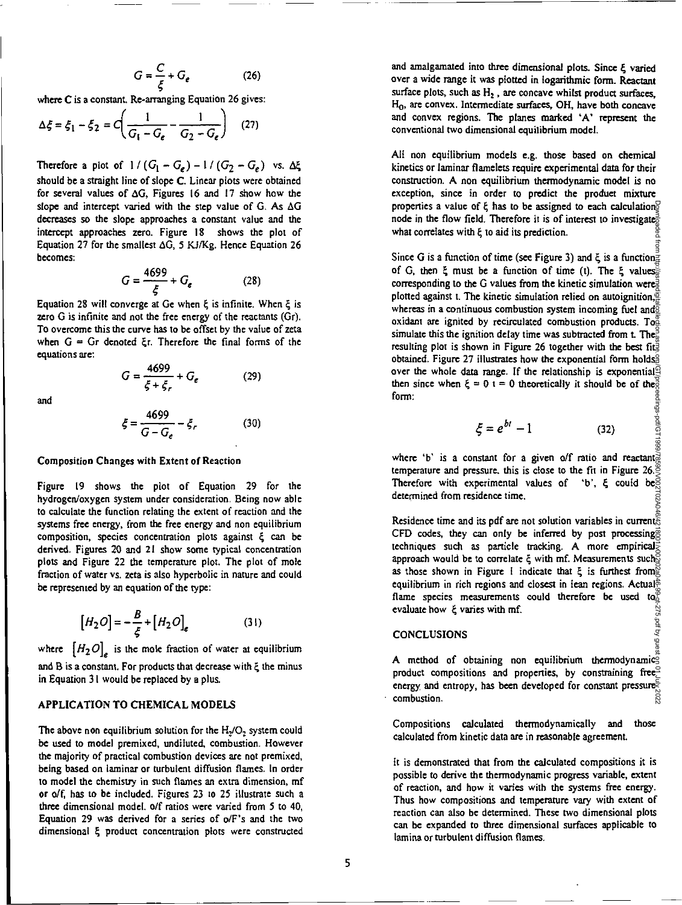$$G = \frac{C}{\xi} + G_e \qquad (26)$$

where C is a constant. Re-arranging Equation 26 gives:

$$\Delta\xi = \xi_1 - \xi_2 = C\left(\frac{1}{G_1 - G_e} - \frac{1}{G_2 - G_e}\right) \qquad (27)$$

Therefore a plot of $1/(G_1 - G_e) - 1/(G_2 - G_e)$ vs. $\Delta\xi$ should be a straight line of slope C. Linear plots were obtained for several values of $\Delta G$, Figures 16 and 17 show how the slope and intercept varied with the step value of G. As $\Delta G$ decreases so the slope approaches a constant value and the intercept approaches zero. Figure 18 shows the plot of Equation 27 for the smallest $\Delta G$, 5 KJ/Kg. Hence Equation 26 becomes:

$$G = \frac{4699}{\xi} + G_e \qquad (28)$$

Equation 28 will converge at Ge when $\xi$ is infinite. When $\xi$ is zero G is infinite and not the free energy of the reactants (Gr). To overcome this the curve has to be offset by the value of zeta when G = Gr denoted $\xi$r. Therefore the final forms of the equations are:

$$G = \frac{4699}{\xi + \xi_r} + G_e \qquad (29)$$

and

$$\xi = \frac{4699}{G - G_e} - \xi_r \qquad (30)$$

### Composition Changes with Extent of Reaction

Figure 19 shows the plot of Equation 29 for the hydrogen/oxygen system under consideration. Being now able to calculate the function relating the extent of reaction and the systems free energy, from the free energy and non equilibrium composition, species concentration plots against $\xi$ can be derived. Figures 20 and 21 show some typical concentration plots and Figure 22 the temperature plot. The plot of mole fraction of water vs. zeta is also hyperbolic in nature and could be represented by an equation of the type:

$$[H_2O] = -\frac{B}{\xi} + [H_2O]_e \qquad (31)$$

where $[H_2O]_e$ is the mole fraction of water at equilibrium and B is a constant. For products that decrease with $\xi$ the minus in Equation 31 would be replaced by a plus.

## APPLICATION TO CHEMICAL MODELS

The above non equilibrium solution for the $H_2/O_2$ system could be used to model premixed, undiluted, combustion. However the majority of practical combustion devices are not premixed, being based on laminar or turbulent diffusion flames. In order to model the chemistry in such flames an extra dimension, mf or o/f, has to be included. Figures 23 to 25 illustrate such a three dimensional model. o/f ratios were varied from 5 to 40, Equation 29 was derived for a series of o/F's and the two dimensional $\xi$ product concentration plots were constructed and amalgamated into three dimensional plots. Since $\xi$ varied over a wide range it was plotted in logarithmic form. Reactant surface plots, such as $H_2$, are concave whilst product surfaces, $H_0$, are convex. Intermediate surfaces, OH, have both concave and convex regions. The planes marked 'A' represent the conventional two dimensional equilibrium model.

All non equilibrium models e.g. those based on chemical kinetics or laminar flamelets require experimental data for their construction. A non equilibrium thermodynamic model is no exception, since in order to predict the product mixture properties a value of $\xi$ has to be assigned to each calculation node in the flow field. Therefore it is of interest to investigate what correlates with $\xi$ to aid its prediction.

Since G is a function of time (see Figure 3) and $\xi$ is a function of G, then $\xi$ must be a function of time (t). The $\xi$ values corresponding to the G values from the kinetic simulation were plotted against t. The kinetic simulation relied on autoignition, whereas in a continuous combustion system incoming fuel and oxidant are ignited by recirculated combustion products. To simulate this the ignition delay time was subtracted from t. The resulting plot is shown in Figure 26 together with the best fit obtained. Figure 27 illustrates how the exponential form holds over the whole data range. If the relationship is exponential then since when $\xi = 0$ t = 0 theoretically it should be of the form:

$$\xi = e^{bt} - 1 \qquad (32)$$

where 'b' is a constant for a given o/f ratio and reactant temperature and pressure. this is close to the fit in Figure 26. Therefore with experimental values of 'b', $\xi$ could be determined from residence time.

Residence time and its pdf are not solution variables in current CFD codes, they can only be inferred by post processing techniques such as particle tracking. A more empirical approach would be to correlate $\xi$ with mf. Measurements such as those shown in Figure 1 indicate that $\xi$ is furthest from equilibrium in rich regions and closest in lean regions. Actual flame species measurements could therefore be used to evaluate how $\xi$ varies with mf.

## CONCLUSIONS

A method of obtaining non equilibrium thermodynamic product compositions and properties, by constraining free energy and entropy, has been developed for constant pressure combustion.

Compositions calculated thermodynamically and those calculated from kinetic data are in reasonable agreement.

It is demonstrated that from the calculated compositions it is possible to derive the thermodynamic progress variable, extent of reaction, and how it varies with the systems free energy. Thus how compositions and temperature vary with extent of reaction can also be determined. These two dimensional plots can be expanded to three dimensional surfaces applicable to lamina or turbulent diffusion flames.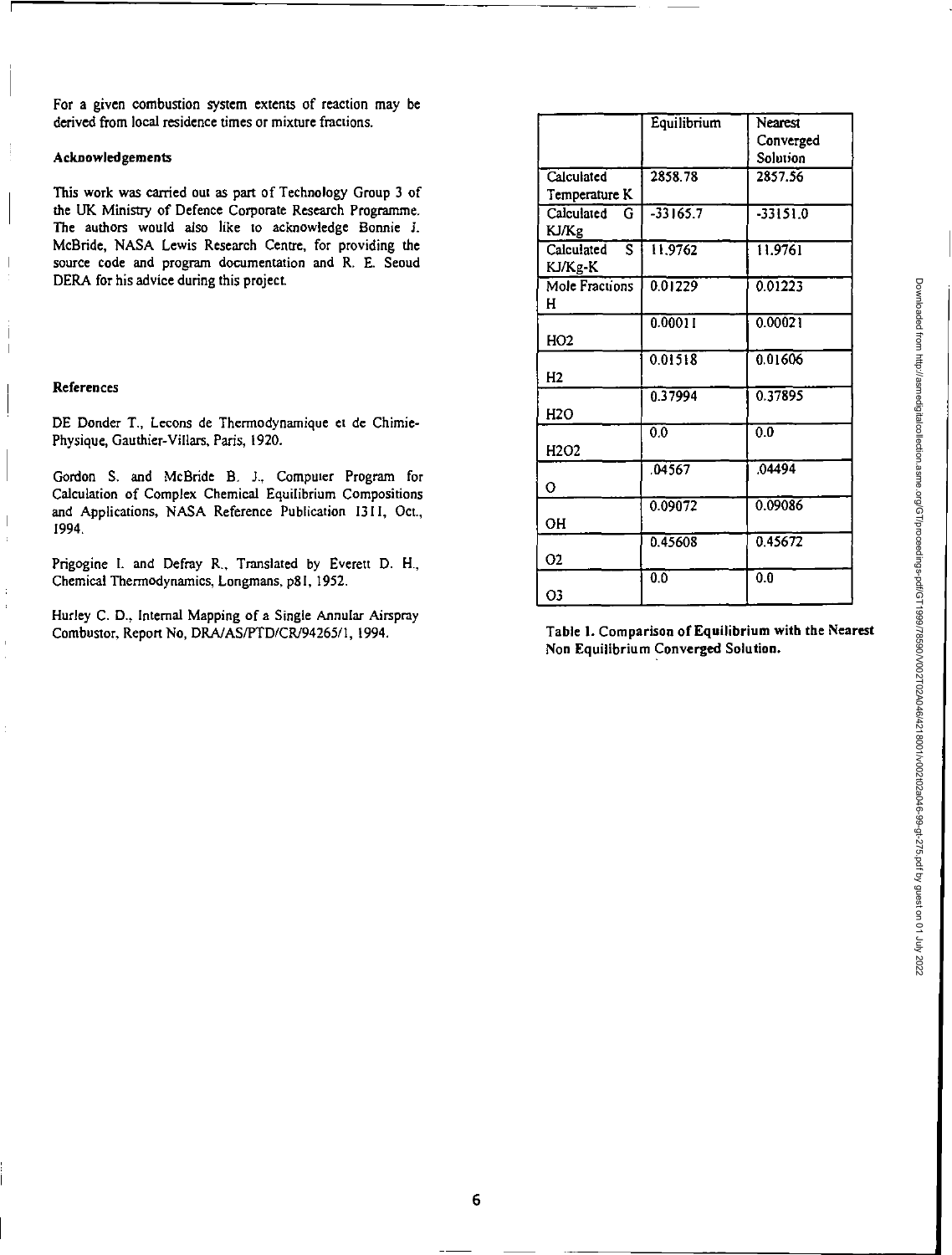For a given combustion system extents of reaction may be derived from local residence times or mixture fractions.

### Acknowledgements

This work was carried out as part of Technology Group 3 of the UK Ministry of Defence Corporate Research Programme. The authors would also like to acknowledge Bonnie J. McBride, NASA Lewis Research Centre, for providing the source code and program documentation and R. E. Seoud DERA for his advice during this project.

### References

DE Donder T., Lecons de Thermodynamique et de Chimie-Physique, Gauthier-Villars, Paris, 1920.

Gordon S. and McBride B. J., Computer Program for Calculation of Complex Chemical Equilibrium Compositions and Applications, NASA Reference Publication 1311, Oct., 1994.

Prigogine I. and Defray R., Translated by Everett D. H., Chemical Thermodynamics, Longmans, p81, 1952.

Hurley C. D., Internal Mapping of a Single Annular Airspray Combustor, Report No, DRA/AS/PTD/CR/94265/1, 1994.

| | Equilibrium | Nearest Converged Solution |
|---|---|---|
| Calculated Temperature K | 2858.78 | 2857.56 |
| Calculated G KJ/Kg | -33165.7 | -33151.0 |
| Calculated S KJ/Kg-K | 11.9762 | 11.9761 |
| Mole Fractions H | 0.01229 | 0.01223 |
| $HO_2$ | 0.00011 | 0.00021 |
| $H_2$ | 0.01518 | 0.01606 |
| $H_2O$ | 0.37994 | 0.37895 |
| $H_2O_2$ | 0.0 | 0.0 |
| O | .04567 | .04494 |
| OH | 0.09072 | 0.09086 |
| $O_2$ | 0.45608 | 0.45672 |
| $O_3$ | 0.0 | 0.0 |

**Table 1. Comparison of Equilibrium with the Nearest Non Equilibrium Converged Solution.**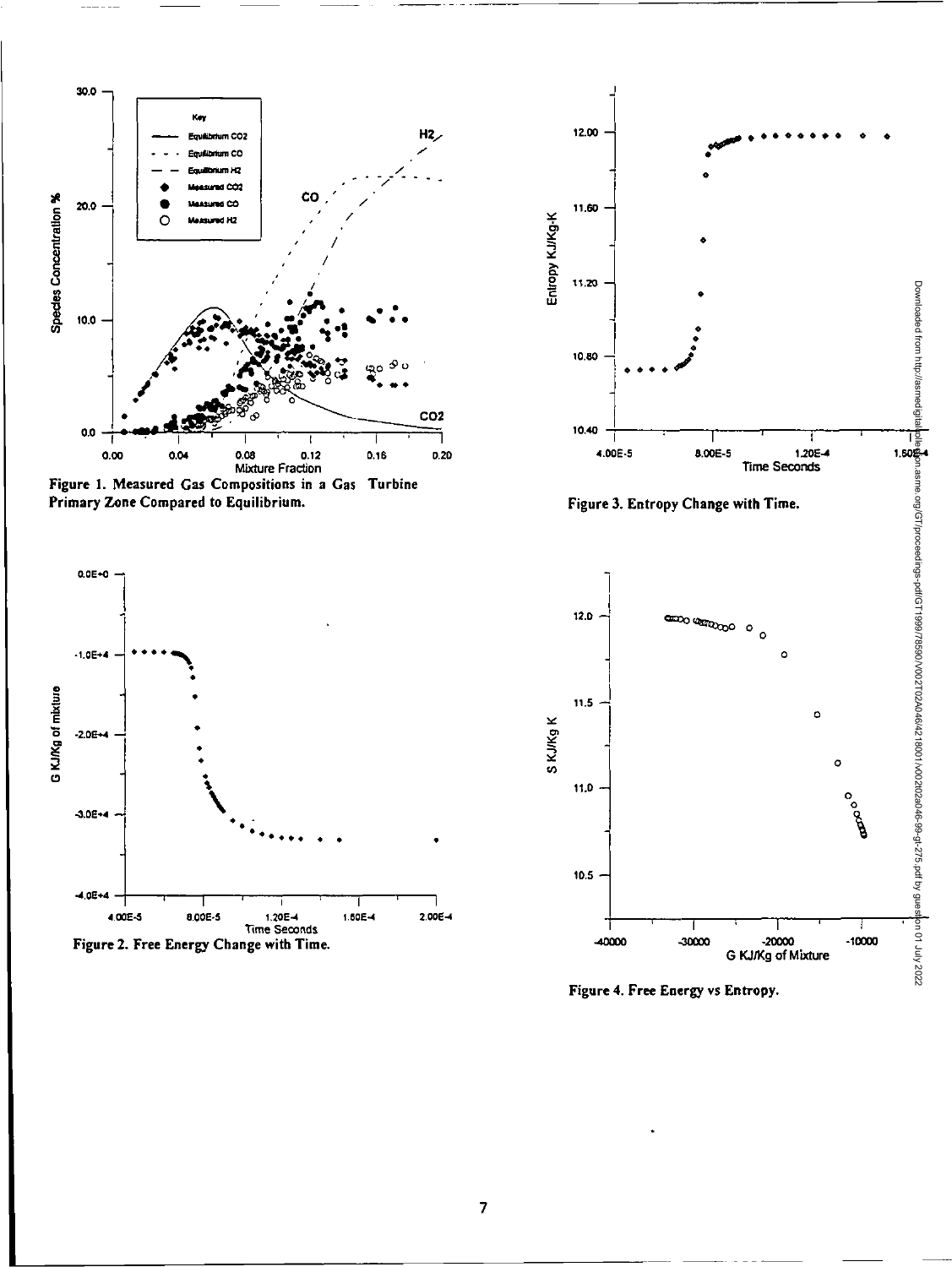Figure 1. Measured Gas Compositions in a Gas Turbine Primary Zone Compared to Equilibrium.

Figure 2. Free Energy Change with Time.

Figure 3. Entropy Change with Time.

Figure 4. Free Energy vs Entropy.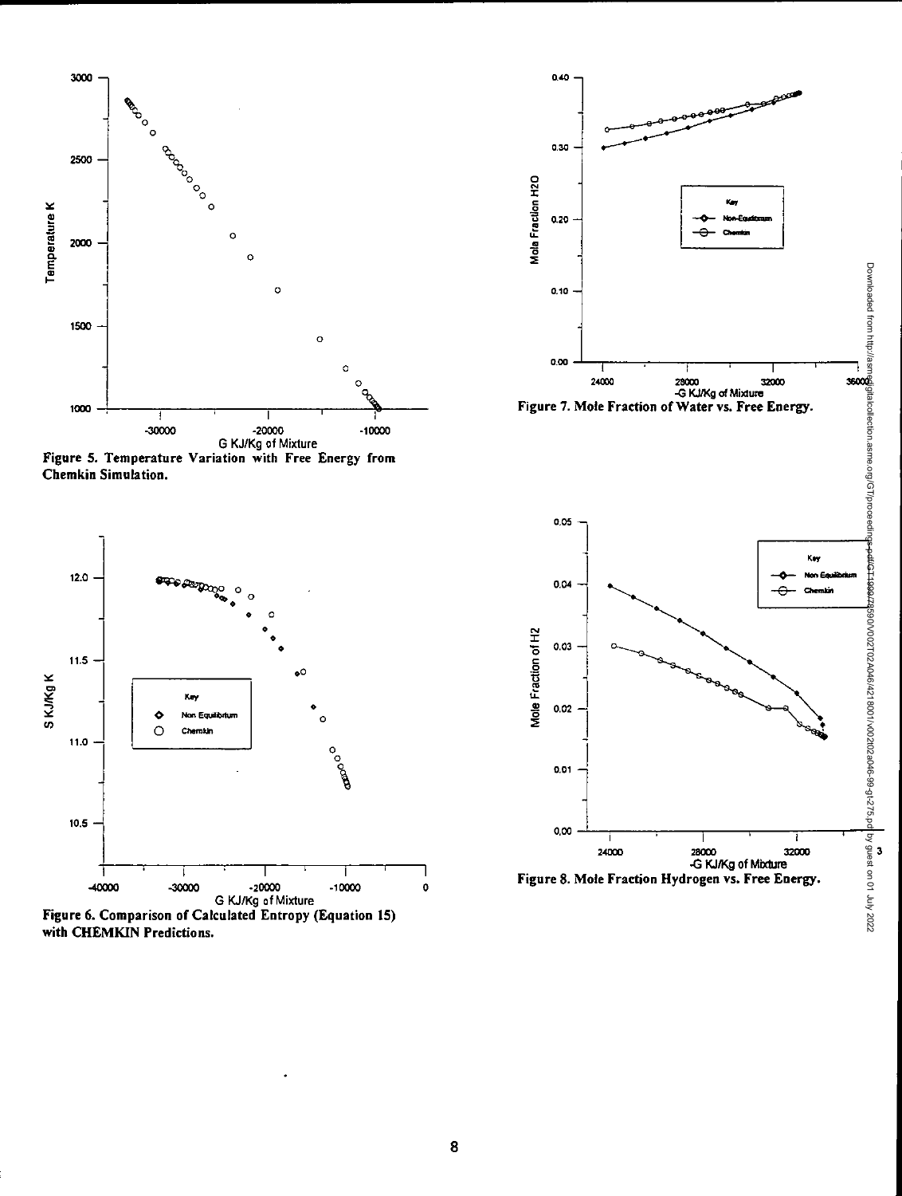Figure 5. Temperature Variation with Free Energy from Chemkin Simulation.

Figure 6. Comparison of Calculated Entropy (Equation 15) with CHEMKIN Predictions.

Figure 7. Mole Fraction of Water vs. Free Energy.

Figure 8. Mole Fraction Hydrogen vs. Free Energy.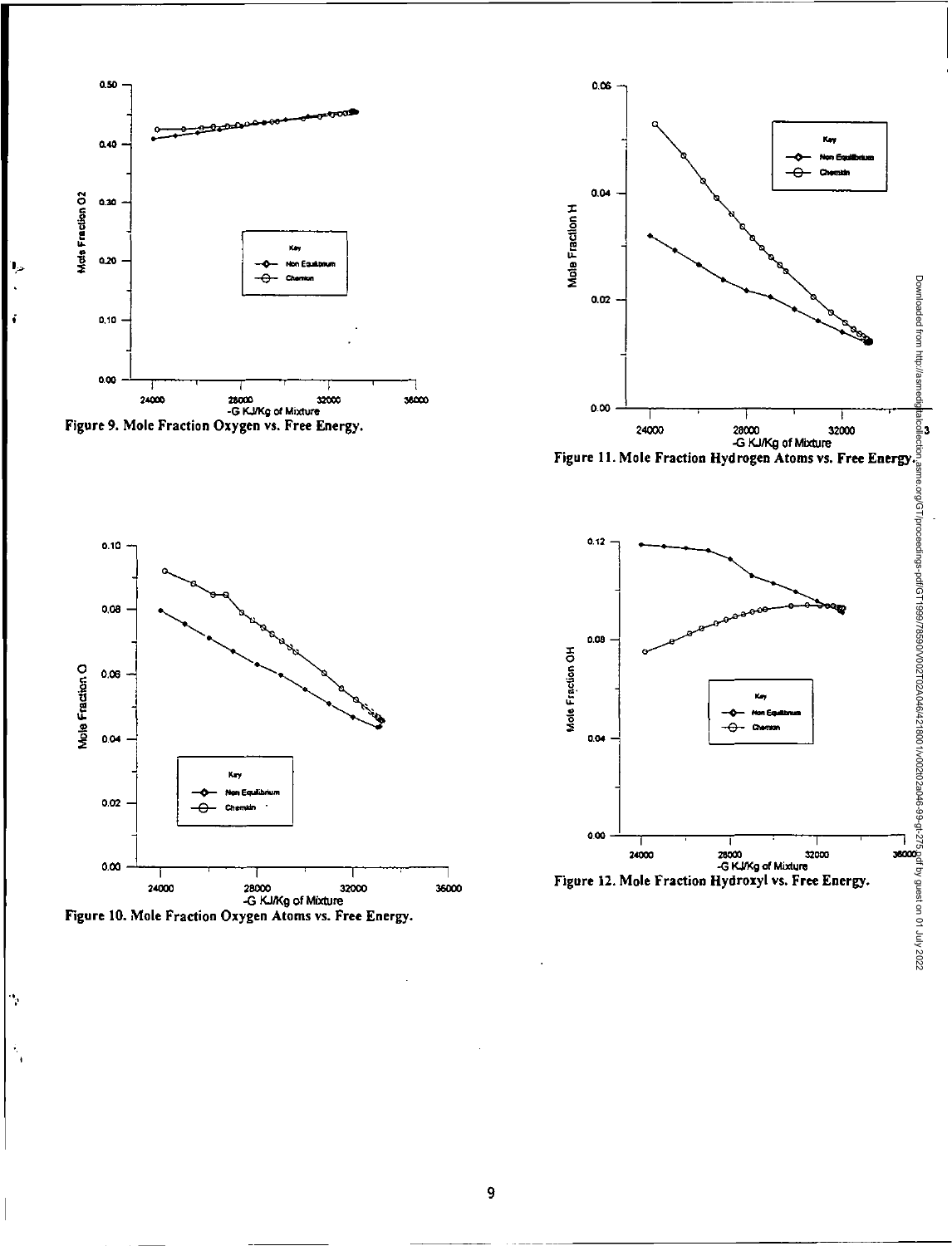Figure 9. Mole Fraction Oxygen vs. Free Energy.

Figure 11. Mole Fraction Hydrogen Atoms vs. Free Energy.

Figure 10. Mole Fraction Oxygen Atoms vs. Free Energy.

Figure 12. Mole Fraction Hydroxyl vs. Free Energy.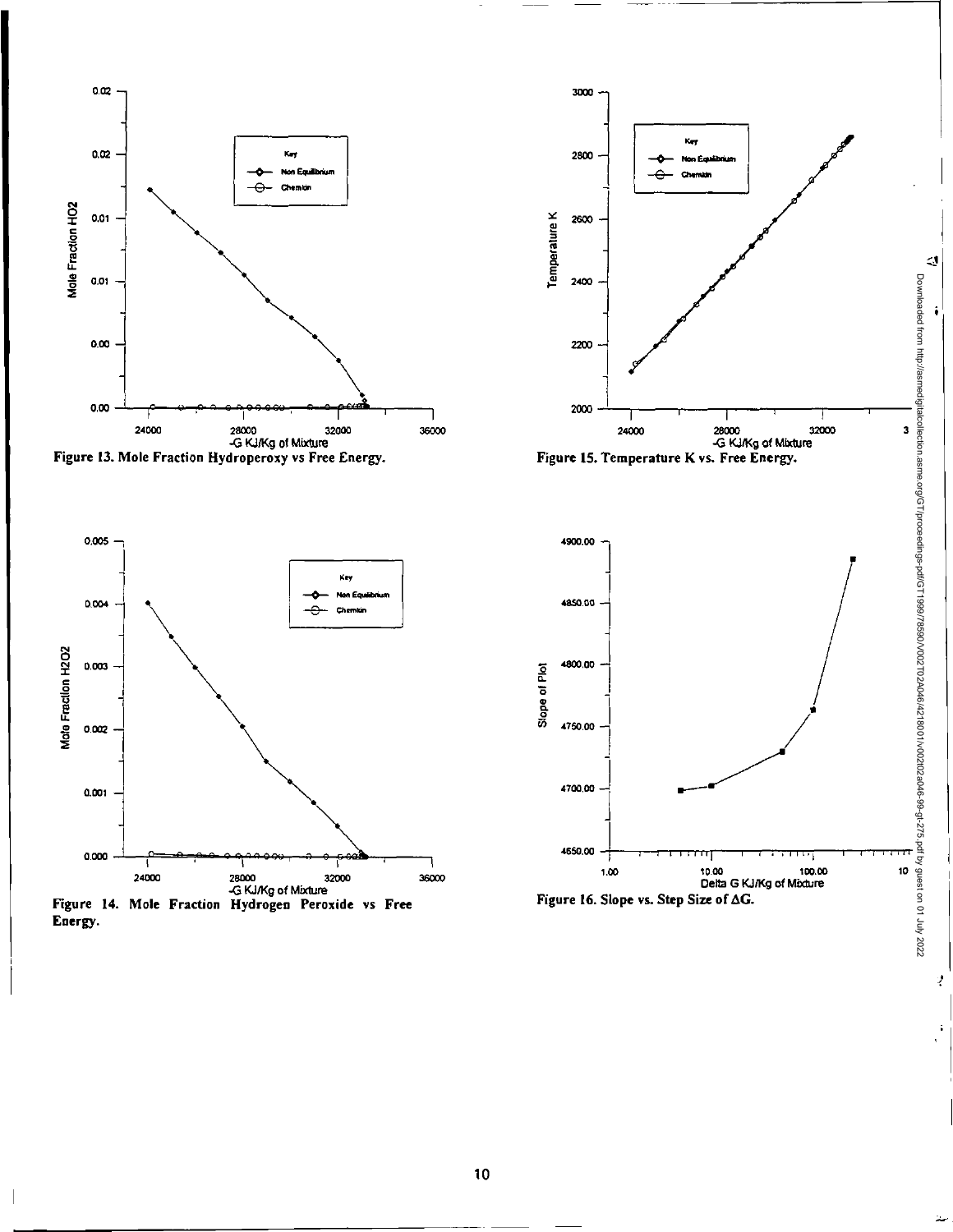Figure 13. Mole Fraction Hydroperoxy vs Free Energy.

Figure 14. Mole Fraction Hydrogen Peroxide vs Free Energy.

Figure 15. Temperature K vs. Free Energy.

Figure 16. Slope vs. Step Size of $\Delta G$.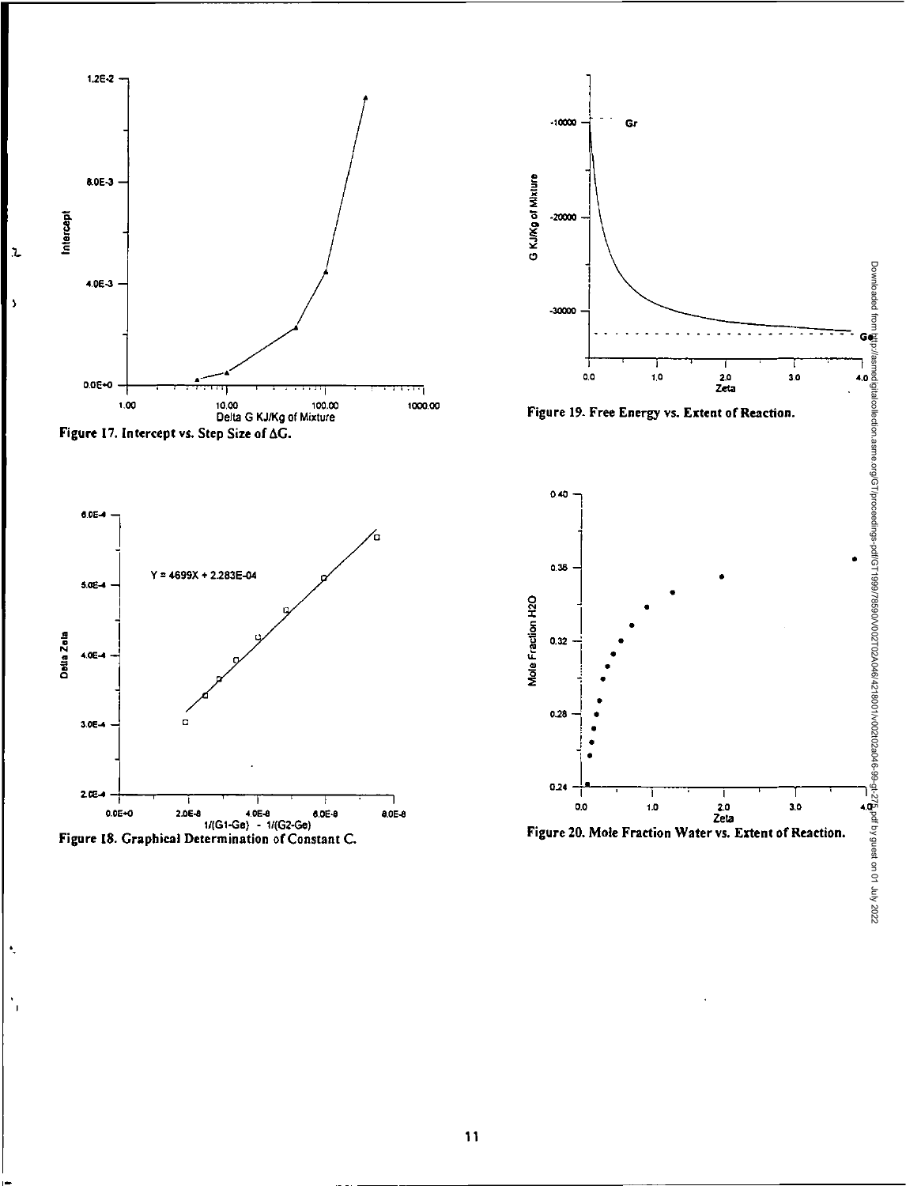Figure 17. Intercept vs. Step Size of $\Delta G$.

Figure 18. Graphical Determination of Constant C.

Figure 19. Free Energy vs. Extent of Reaction.

Figure 20. Mole Fraction Water vs. Extent of Reaction.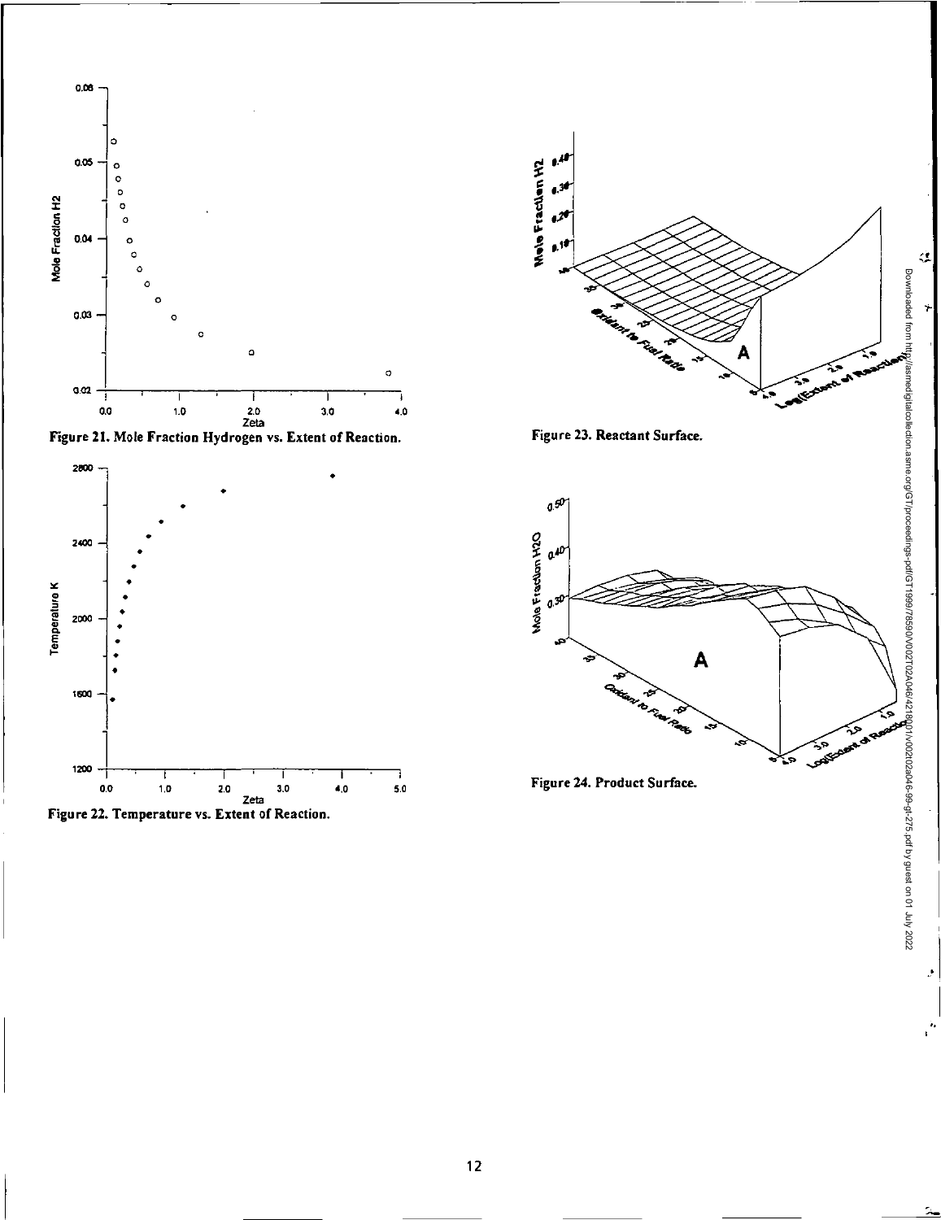Figure 21. Mole Fraction Hydrogen vs. Extent of Reaction.

Figure 22. Temperature vs. Extent of Reaction.

Figure 23. Reactant Surface.

Figure 24. Product Surface.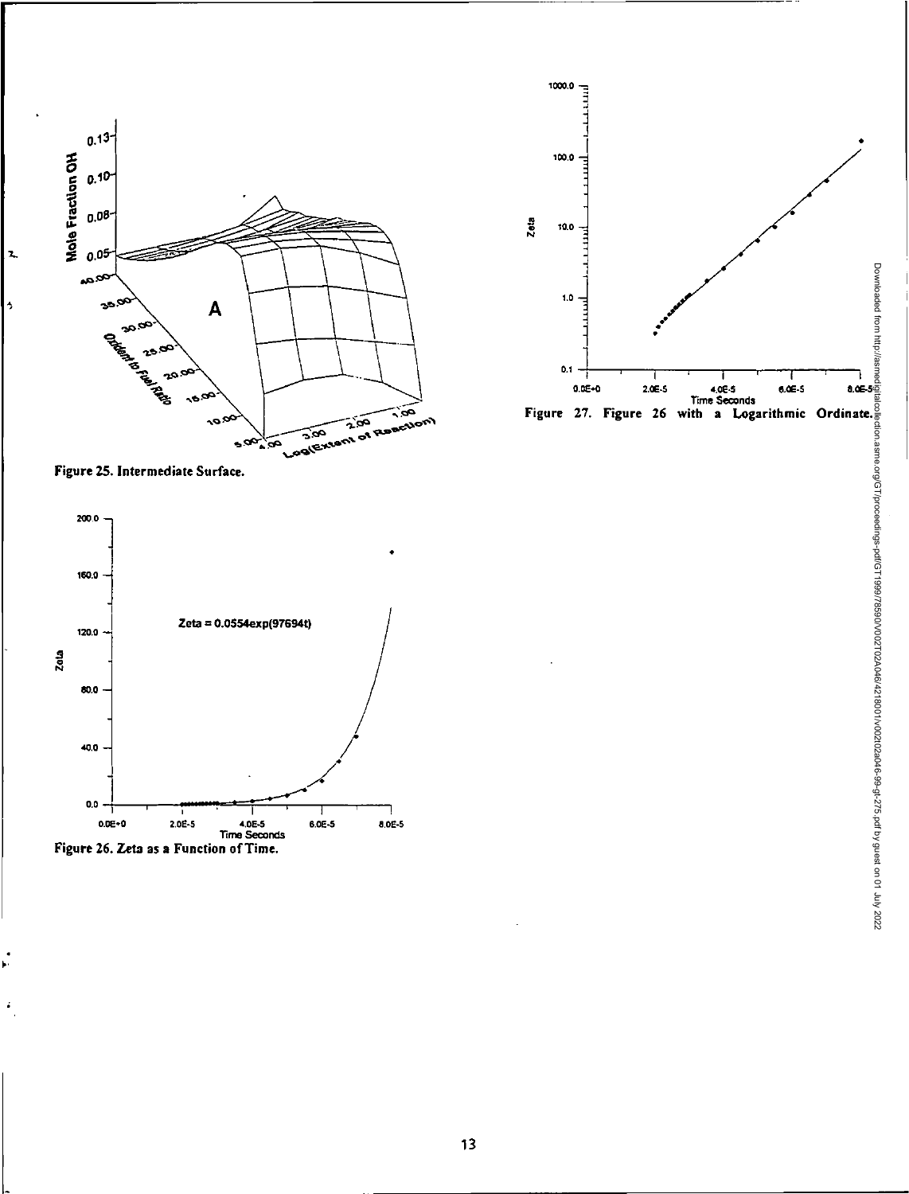Figure 25. Intermediate Surface.

Figure 26. Zeta as a Function of Time.

Figure 27. Figure 26 with a Logarithmic Ordinate.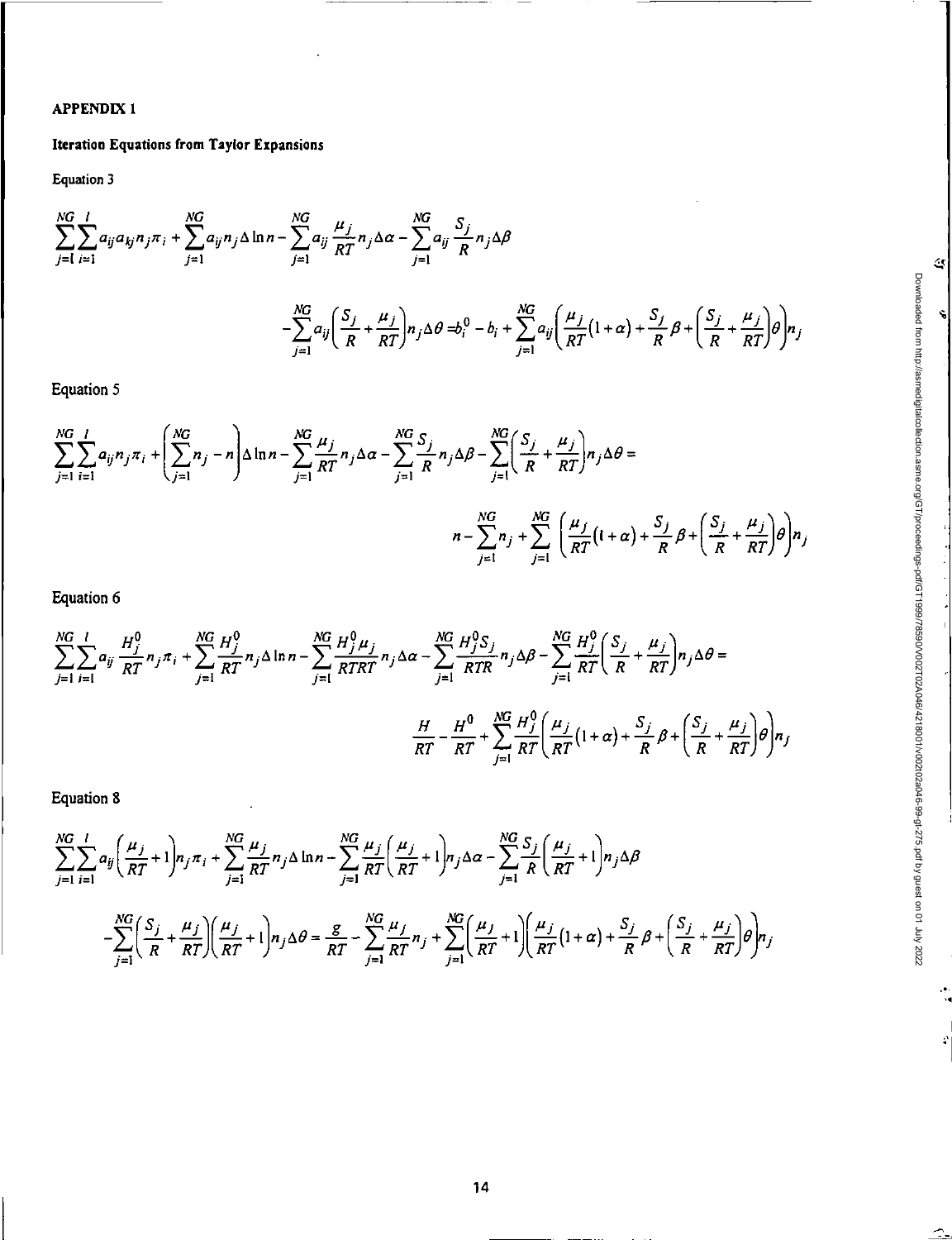## APPENDIX 1

### Iteration Equations from Taylor Expansions

Equation 3

$$\sum_{j=1}^{NG}\sum_{i=1}^{l} a_{ij}a_{kj}n_j\pi_i + \sum_{j=1}^{NG} a_{ij}n_j\Delta\ln n - \sum_{j=1}^{NG} a_{ij}\frac{\mu_j}{RT}n_j\Delta\alpha - \sum_{j=1}^{NG} a_{ij}\frac{S_j}{R}n_j\Delta\beta$$

$$-\sum_{j=1}^{NG} a_{ij}\left(\frac{S_j}{R}+\frac{\mu_j}{RT}\right)n_j\Delta\theta = b_i^0 - b_i + \sum_{j=1}^{NG} a_{ij}\left(\frac{\mu_j}{RT}(1+\alpha)+\frac{S_j}{R}\beta+\left(\frac{S_j}{R}+\frac{\mu_j}{RT}\right)\theta\right)n_j$$

Equation 5

$$\sum_{j=1}^{NG}\sum_{i=1}^{l} a_{ij}n_j\pi_i + \left(\sum_{j=1}^{NG} n_j - n\right)\Delta\ln n - \sum_{j=1}^{NG}\frac{\mu_j}{RT}n_j\Delta\alpha - \sum_{j=1}^{NG}\frac{S_j}{R}n_j\Delta\beta - \sum_{j=1}^{NG}\left(\frac{S_j}{R}+\frac{\mu_j}{RT}\right)n_j\Delta\theta =$$

$$n - \sum_{j=1}^{NG} n_j + \sum_{j=1}^{NG}\left(\frac{\mu_j}{RT}(1+\alpha)+\frac{S_j}{R}\beta+\left(\frac{S_j}{R}+\frac{\mu_j}{RT}\right)\theta\right)n_j$$

Equation 6

$$\sum_{j=1}^{NG}\sum_{i=1}^{l} a_{ij}\frac{H_j^0}{RT}n_j\pi_i + \sum_{j=1}^{NG}\frac{H_j^0}{RT}n_j\Delta\ln n - \sum_{j=1}^{NG}\frac{H_j^0\mu_j}{RTRT}n_j\Delta\alpha - \sum_{j=1}^{NG}\frac{H_j^0 S_j}{RTR}n_j\Delta\beta - \sum_{j=1}^{NG}\frac{H_j^0}{RT}\left(\frac{S_j}{R}+\frac{\mu_j}{RT}\right)n_j\Delta\theta =$$

$$\frac{H}{RT} - \frac{H^0}{RT} + \sum_{j=1}^{NG}\frac{H_j^0}{RT}\left(\frac{\mu_j}{RT}(1+\alpha)+\frac{S_j}{R}\beta+\left(\frac{S_j}{R}+\frac{\mu_j}{RT}\right)\theta\right)n_j$$

Equation 8

$$\sum_{j=1}^{NG}\sum_{i=1}^{l} a_{ij}\left(\frac{\mu_j}{RT}+1\right)n_j\pi_i + \sum_{j=1}^{NG}\frac{\mu_j}{RT}n_j\Delta\ln n - \sum_{j=1}^{NG}\frac{\mu_j}{RT}\left(\frac{\mu_j}{RT}+1\right)n_j\Delta\alpha - \sum_{j=1}^{NG}\frac{S_j}{R}\left(\frac{\mu_j}{RT}+1\right)n_j\Delta\beta$$

$$-\sum_{j=1}^{NG}\left(\frac{S_j}{R}+\frac{\mu_j}{RT}\right)\left(\frac{\mu_j}{RT}+1\right)n_j\Delta\theta = \frac{g}{RT} - \sum_{j=1}^{NG}\frac{\mu_j}{RT}n_j + \sum_{j=1}^{NG}\left(\frac{\mu_j}{RT}+1\right)\left(\frac{\mu_j}{RT}(1+\alpha)+\frac{S_j}{R}\beta+\left(\frac{S_j}{R}+\frac{\mu_j}{RT}\right)\theta\right)n_j$$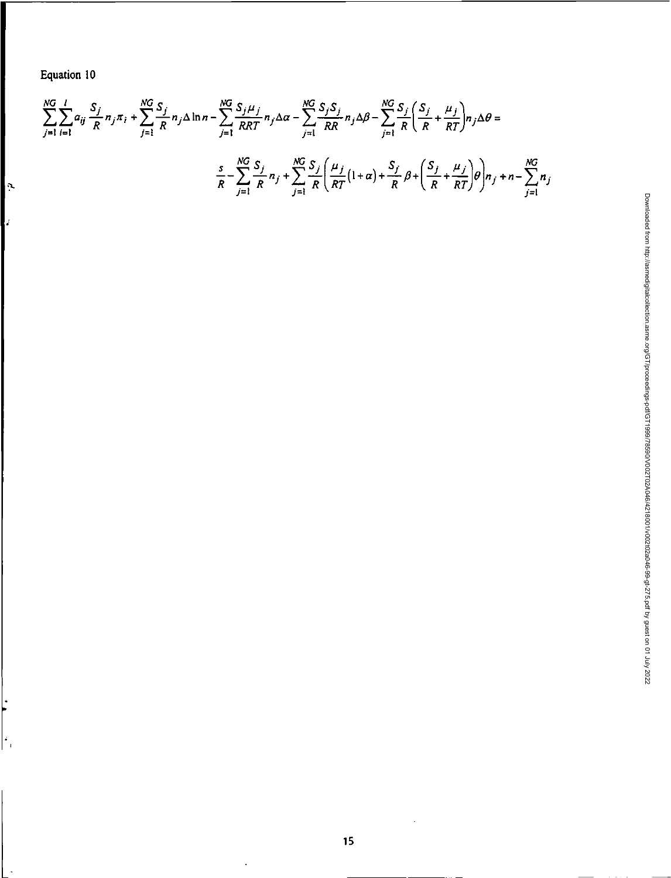Equation 10

$$\sum_{j=1}^{NG}\sum_{i=1}^{l} a_{ij}\frac{S_j}{R}n_j\pi_i + \sum_{j=1}^{NG}\frac{S_j}{R}n_j\Delta\ln n - \sum_{j=1}^{NG}\frac{S_j\mu_j}{RRT}n_j\Delta\alpha - \sum_{j=1}^{NG}\frac{S_jS_j}{RR}n_j\Delta\beta - \sum_{j=1}^{NG}\frac{S_j}{R}\left(\frac{S_j}{R}+\frac{\mu_j}{RT}\right)n_j\Delta\theta =$$

$$\frac{s}{R} - \sum_{j=1}^{NG}\frac{S_j}{R}n_j + \sum_{j=1}^{NG}\frac{S_j}{R}\left(\frac{\mu_j}{RT}(1+\alpha) + \frac{S_j}{R}\beta + \left(\frac{S_j}{R}+\frac{\mu_j}{RT}\right)\theta\right)n_j + n - \sum_{j=1}^{NG}n_j$$